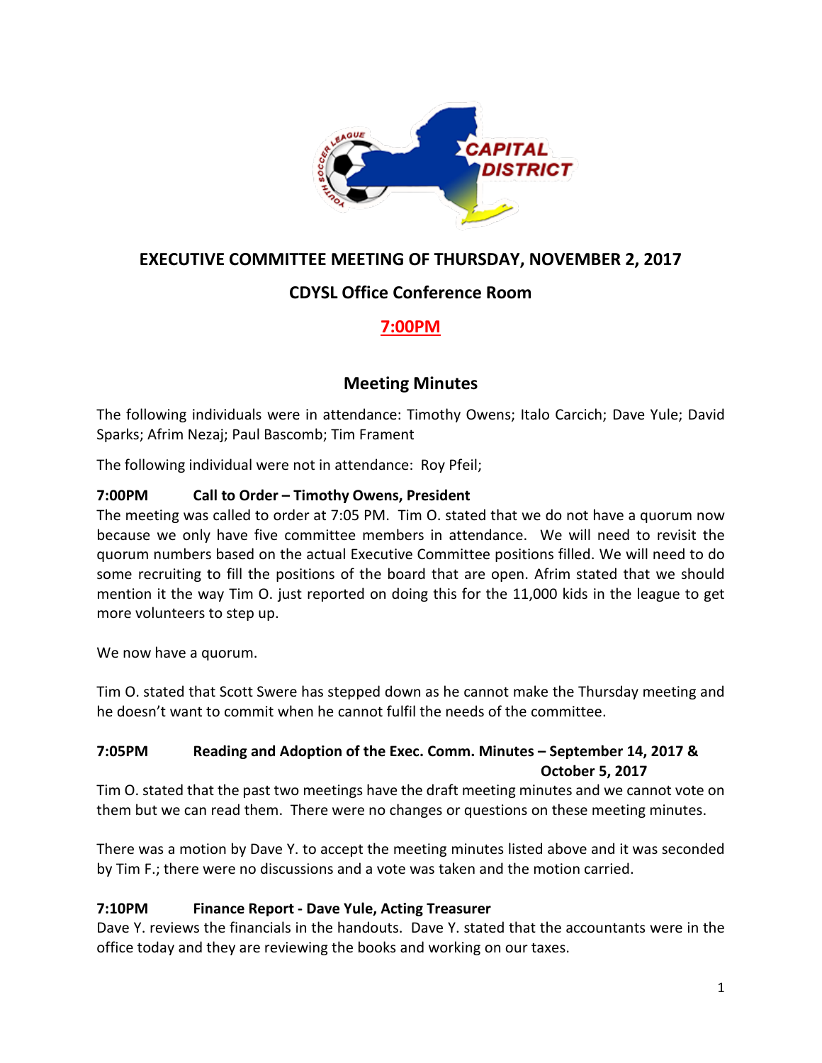# EXECUTIVE COMMITTEE MEETING OF THURSDAY, NOVEMBER 2, 2017

## CDYSL Office Conference Room

## 7:00PM

### Meeting Minutes

The following individuals were in attendance: Timothy Owens; Italo Carcich; Dave Yule; David Sparks; Afrim Nezaj; Paul Bascomb; Tim Frament

The following individual were not in attendance: Roy Pfeil;

**7:00PM Call to Order – Timothy Owens, President**

The meeting was called to order at 7:05 PM. Tim O. stated that we do not have a quorum now because we only have five committee members in attendance. We will need to revisit the quorum numbers based on the actual Executive Committee positions filled. We will need to do some recruiting to fill the positions of the board that are open. Afrim stated that we should mention it the way Tim O. just reported on doing this for the 11,000 kids in the league to get more volunteers to step up.

We now have a quorum.

Tim O. stated that Scott Swere has stepped down as he cannot make the Thursday meeting and he doesn't want to commit when he cannot fulfil the needs of the committee.

**7:05PM Reading and Adoption of the Exec. Comm. Minutes – September 14, 2017 & October 5, 2017**

Tim O. stated that the past two meetings have the draft meeting minutes and we cannot vote on them but we can read them. There were no changes or questions on these meeting minutes.

There was a motion by Dave Y. to accept the meeting minutes listed above and it was seconded by Tim F.; there were no discussions and a vote was taken and the motion carried.

**7:10PM Finance Report - Dave Yule, Acting Treasurer**

Dave Y. reviews the financials in the handouts. Dave Y. stated that the accountants were in the office today and they are reviewing the books and working on our taxes.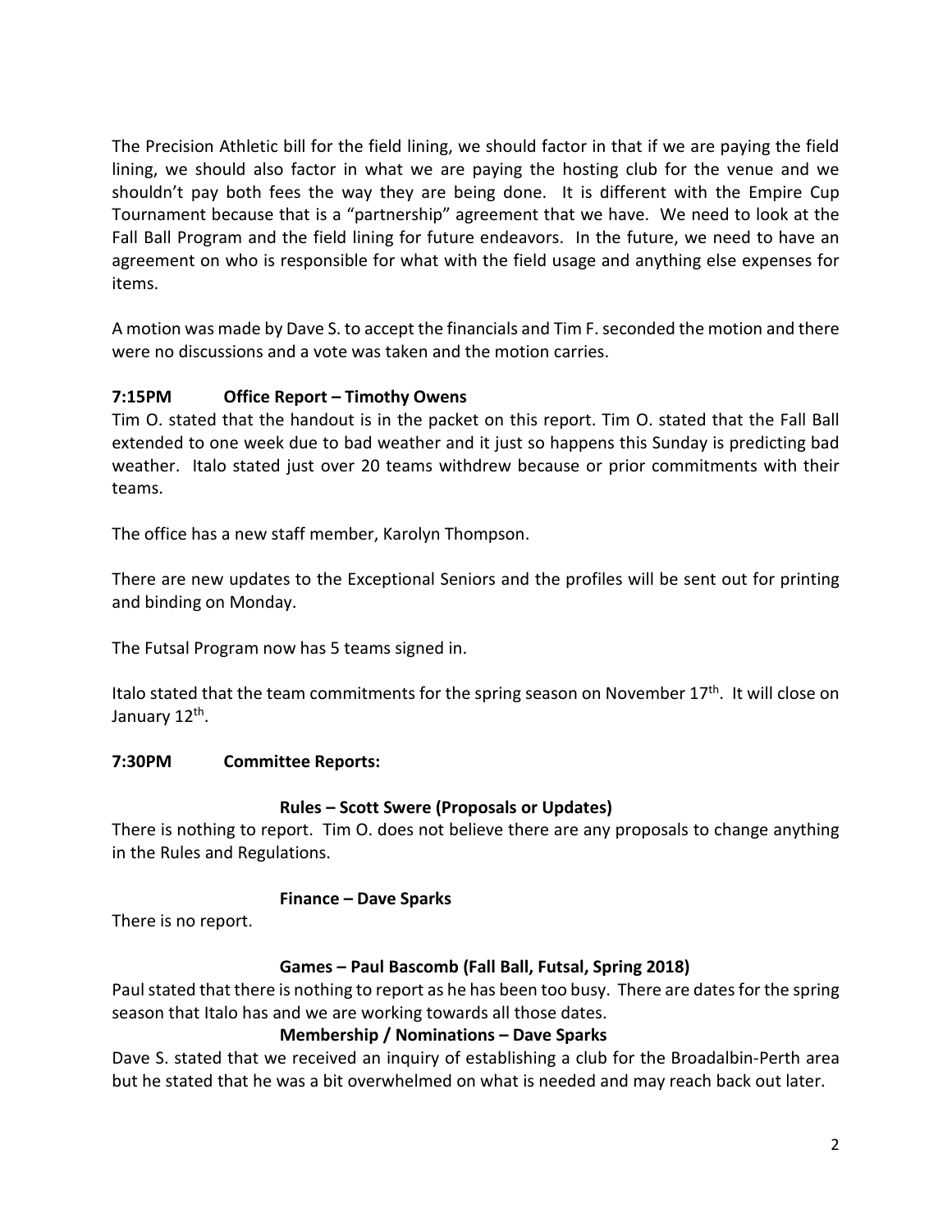The Precision Athletic bill for the field lining, we should factor in that if we are paying the field lining, we should also factor in what we are paying the hosting club for the venue and we shouldn't pay both fees the way they are being done. It is different with the Empire Cup Tournament because that is a "partnership" agreement that we have. We need to look at the Fall Ball Program and the field lining for future endeavors. In the future, we need to have an agreement on who is responsible for what with the field usage and anything else expenses for items.

A motion was made by Dave S. to accept the financials and Tim F. seconded the motion and there were no discussions and a vote was taken and the motion carries.

**7:15PM Office Report – Timothy Owens**

Tim O. stated that the handout is in the packet on this report. Tim O. stated that the Fall Ball extended to one week due to bad weather and it just so happens this Sunday is predicting bad weather. Italo stated just over 20 teams withdrew because or prior commitments with their teams.

The office has a new staff member, Karolyn Thompson.

There are new updates to the Exceptional Seniors and the profiles will be sent out for printing and binding on Monday.

The Futsal Program now has 5 teams signed in.

Italo stated that the team commitments for the spring season on November 17th. It will close on January 12th.

**7:30PM Committee Reports:**

**Rules – Scott Swere (Proposals or Updates)**

There is nothing to report. Tim O. does not believe there are any proposals to change anything in the Rules and Regulations.

**Finance – Dave Sparks**

There is no report.

**Games – Paul Bascomb (Fall Ball, Futsal, Spring 2018)**

Paul stated that there is nothing to report as he has been too busy. There are dates for the spring season that Italo has and we are working towards all those dates.

**Membership / Nominations – Dave Sparks**

Dave S. stated that we received an inquiry of establishing a club for the Broadalbin-Perth area but he stated that he was a bit overwhelmed on what is needed and may reach back out later.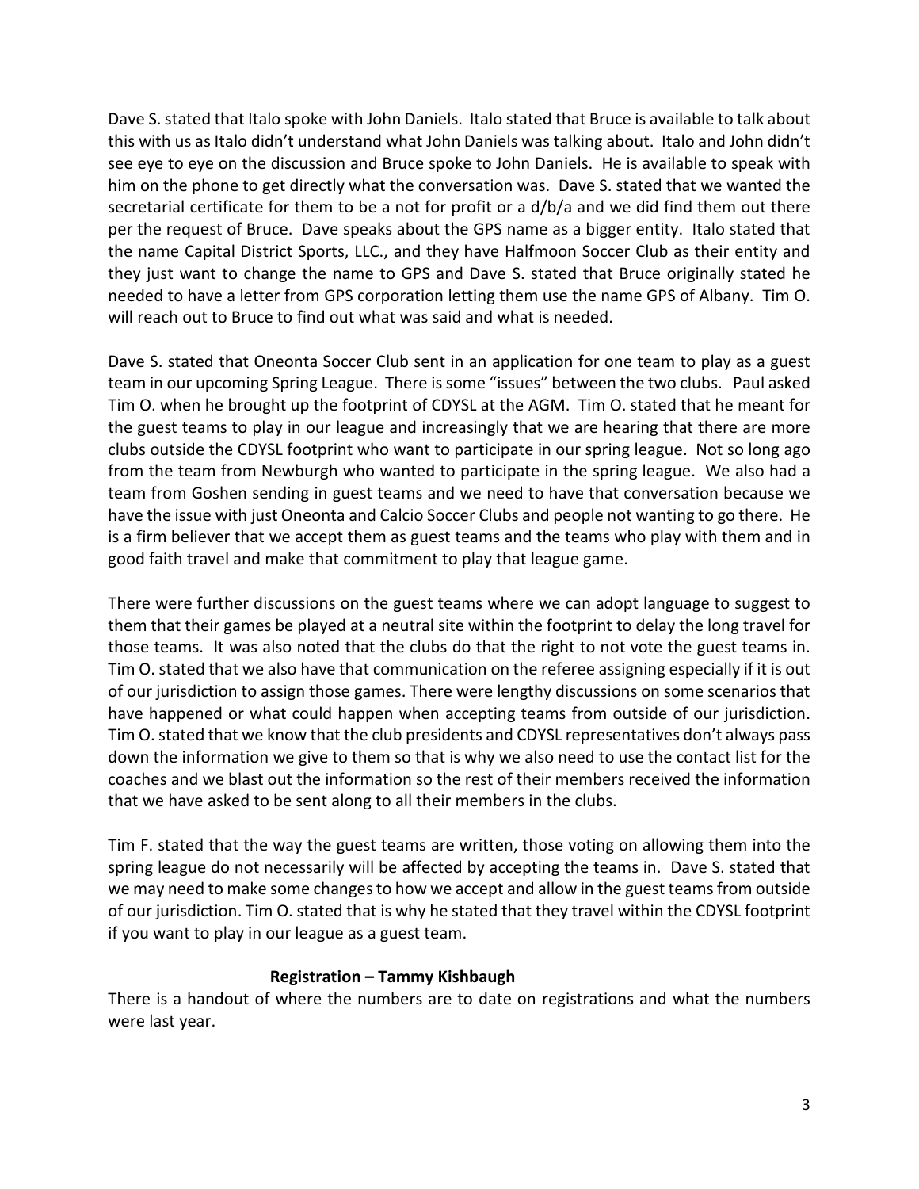Dave S. stated that Italo spoke with John Daniels. Italo stated that Bruce is available to talk about this with us as Italo didn't understand what John Daniels was talking about. Italo and John didn't see eye to eye on the discussion and Bruce spoke to John Daniels. He is available to speak with him on the phone to get directly what the conversation was. Dave S. stated that we wanted the secretarial certificate for them to be a not for profit or a d/b/a and we did find them out there per the request of Bruce. Dave speaks about the GPS name as a bigger entity. Italo stated that the name Capital District Sports, LLC., and they have Halfmoon Soccer Club as their entity and they just want to change the name to GPS and Dave S. stated that Bruce originally stated he needed to have a letter from GPS corporation letting them use the name GPS of Albany. Tim O. will reach out to Bruce to find out what was said and what is needed.

Dave S. stated that Oneonta Soccer Club sent in an application for one team to play as a guest team in our upcoming Spring League. There is some "issues" between the two clubs. Paul asked Tim O. when he brought up the footprint of CDYSL at the AGM. Tim O. stated that he meant for the guest teams to play in our league and increasingly that we are hearing that there are more clubs outside the CDYSL footprint who want to participate in our spring league. Not so long ago from the team from Newburgh who wanted to participate in the spring league. We also had a team from Goshen sending in guest teams and we need to have that conversation because we have the issue with just Oneonta and Calcio Soccer Clubs and people not wanting to go there. He is a firm believer that we accept them as guest teams and the teams who play with them and in good faith travel and make that commitment to play that league game.

There were further discussions on the guest teams where we can adopt language to suggest to them that their games be played at a neutral site within the footprint to delay the long travel for those teams. It was also noted that the clubs do that the right to not vote the guest teams in. Tim O. stated that we also have that communication on the referee assigning especially if it is out of our jurisdiction to assign those games. There were lengthy discussions on some scenarios that have happened or what could happen when accepting teams from outside of our jurisdiction. Tim O. stated that we know that the club presidents and CDYSL representatives don't always pass down the information we give to them so that is why we also need to use the contact list for the coaches and we blast out the information so the rest of their members received the information that we have asked to be sent along to all their members in the clubs.

Tim F. stated that the way the guest teams are written, those voting on allowing them into the spring league do not necessarily will be affected by accepting the teams in. Dave S. stated that we may need to make some changes to how we accept and allow in the guest teams from outside of our jurisdiction. Tim O. stated that is why he stated that they travel within the CDYSL footprint if you want to play in our league as a guest team.

**Registration – Tammy Kishbaugh**

There is a handout of where the numbers are to date on registrations and what the numbers were last year.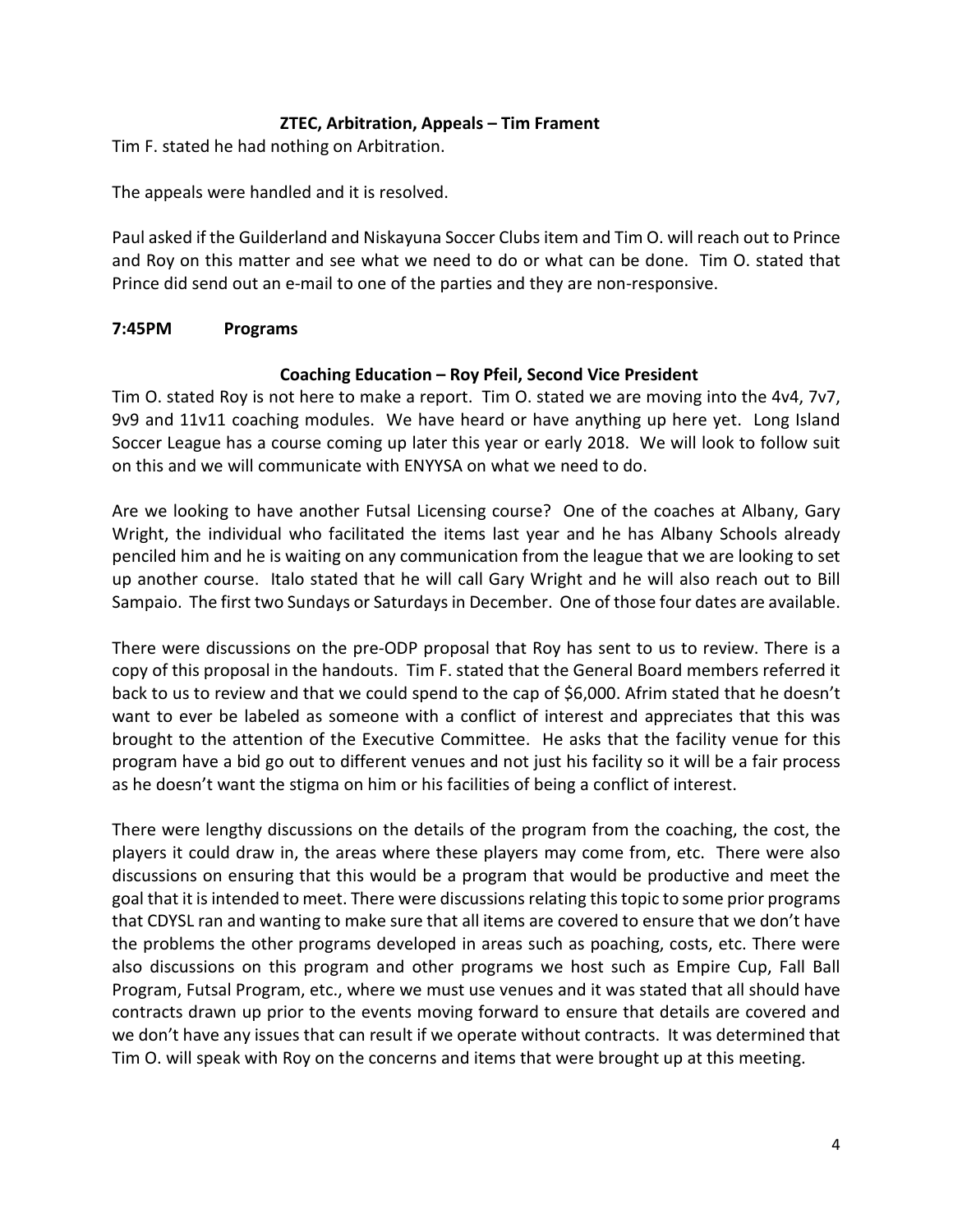**ZTEC, Arbitration, Appeals – Tim Frament**

Tim F. stated he had nothing on Arbitration.

The appeals were handled and it is resolved.

Paul asked if the Guilderland and Niskayuna Soccer Clubs item and Tim O. will reach out to Prince and Roy on this matter and see what we need to do or what can be done. Tim O. stated that Prince did send out an e-mail to one of the parties and they are non-responsive.

**7:45PM Programs**

**Coaching Education – Roy Pfeil, Second Vice President**

Tim O. stated Roy is not here to make a report. Tim O. stated we are moving into the 4v4, 7v7, 9v9 and 11v11 coaching modules. We have heard or have anything up here yet. Long Island Soccer League has a course coming up later this year or early 2018. We will look to follow suit on this and we will communicate with ENYYSA on what we need to do.

Are we looking to have another Futsal Licensing course? One of the coaches at Albany, Gary Wright, the individual who facilitated the items last year and he has Albany Schools already penciled him and he is waiting on any communication from the league that we are looking to set up another course. Italo stated that he will call Gary Wright and he will also reach out to Bill Sampaio. The first two Sundays or Saturdays in December. One of those four dates are available.

There were discussions on the pre-ODP proposal that Roy has sent to us to review. There is a copy of this proposal in the handouts. Tim F. stated that the General Board members referred it back to us to review and that we could spend to the cap of $6,000. Afrim stated that he doesn't want to ever be labeled as someone with a conflict of interest and appreciates that this was brought to the attention of the Executive Committee. He asks that the facility venue for this program have a bid go out to different venues and not just his facility so it will be a fair process as he doesn't want the stigma on him or his facilities of being a conflict of interest.

There were lengthy discussions on the details of the program from the coaching, the cost, the players it could draw in, the areas where these players may come from, etc. There were also discussions on ensuring that this would be a program that would be productive and meet the goal that it is intended to meet. There were discussions relating this topic to some prior programs that CDYSL ran and wanting to make sure that all items are covered to ensure that we don't have the problems the other programs developed in areas such as poaching, costs, etc. There were also discussions on this program and other programs we host such as Empire Cup, Fall Ball Program, Futsal Program, etc., where we must use venues and it was stated that all should have contracts drawn up prior to the events moving forward to ensure that details are covered and we don't have any issues that can result if we operate without contracts. It was determined that Tim O. will speak with Roy on the concerns and items that were brought up at this meeting.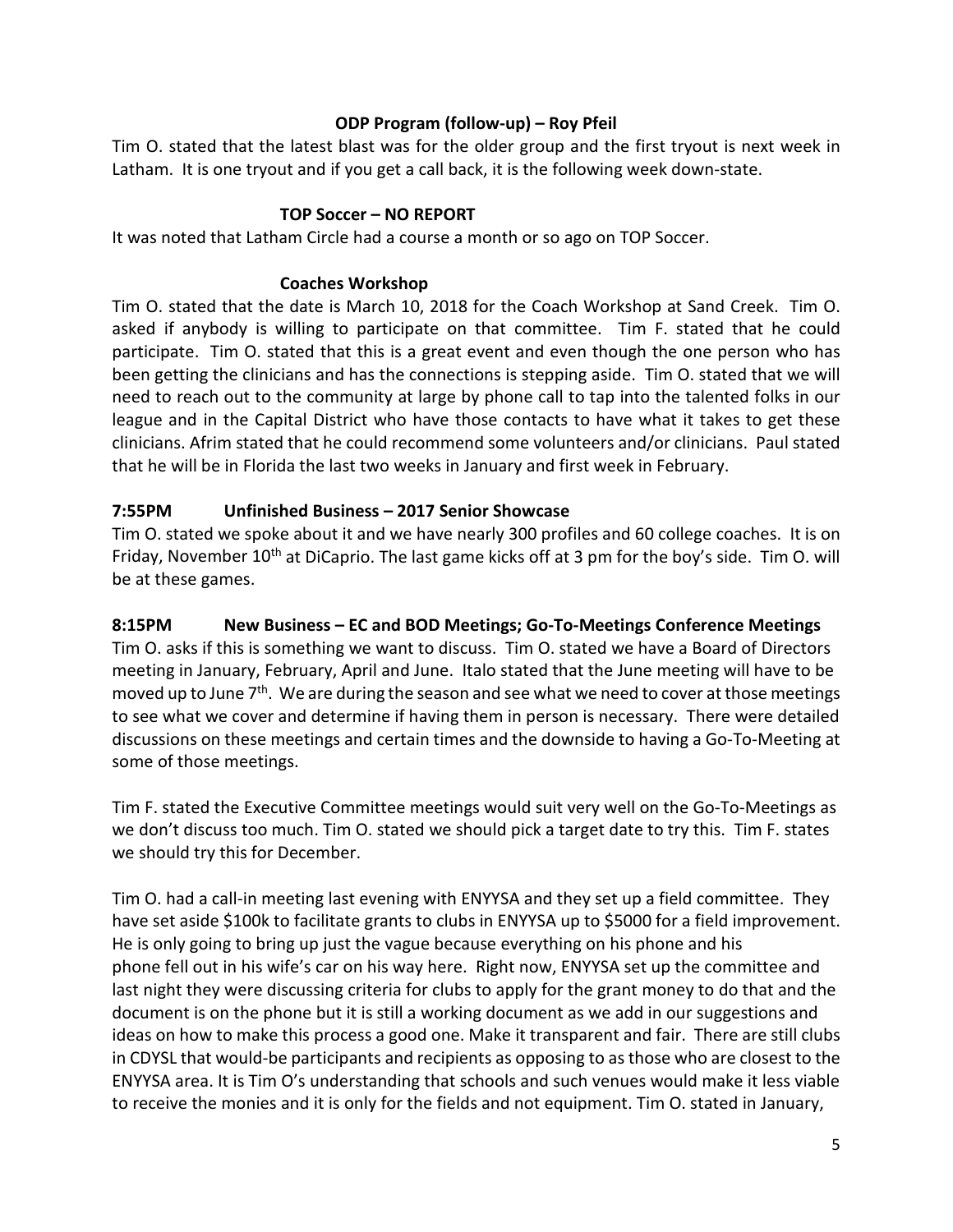**ODP Program (follow-up) – Roy Pfeil**

Tim O. stated that the latest blast was for the older group and the first tryout is next week in Latham. It is one tryout and if you get a call back, it is the following week down-state.

**TOP Soccer – NO REPORT**

It was noted that Latham Circle had a course a month or so ago on TOP Soccer.

**Coaches Workshop**

Tim O. stated that the date is March 10, 2018 for the Coach Workshop at Sand Creek. Tim O. asked if anybody is willing to participate on that committee. Tim F. stated that he could participate. Tim O. stated that this is a great event and even though the one person who has been getting the clinicians and has the connections is stepping aside. Tim O. stated that we will need to reach out to the community at large by phone call to tap into the talented folks in our league and in the Capital District who have those contacts to have what it takes to get these clinicians. Afrim stated that he could recommend some volunteers and/or clinicians. Paul stated that he will be in Florida the last two weeks in January and first week in February.

**7:55PM Unfinished Business – 2017 Senior Showcase**

Tim O. stated we spoke about it and we have nearly 300 profiles and 60 college coaches. It is on Friday, November 10th at DiCaprio. The last game kicks off at 3 pm for the boy's side. Tim O. will be at these games.

**8:15PM New Business – EC and BOD Meetings; Go-To-Meetings Conference Meetings**

Tim O. asks if this is something we want to discuss. Tim O. stated we have a Board of Directors meeting in January, February, April and June. Italo stated that the June meeting will have to be moved up to June 7th. We are during the season and see what we need to cover at those meetings to see what we cover and determine if having them in person is necessary. There were detailed discussions on these meetings and certain times and the downside to having a Go-To-Meeting at some of those meetings.

Tim F. stated the Executive Committee meetings would suit very well on the Go-To-Meetings as we don't discuss too much. Tim O. stated we should pick a target date to try this. Tim F. states we should try this for December.

Tim O. had a call-in meeting last evening with ENYYSA and they set up a field committee. They have set aside $100k to facilitate grants to clubs in ENYYSA up to $5000 for a field improvement. He is only going to bring up just the vague because everything on his phone and his phone fell out in his wife's car on his way here. Right now, ENYYSA set up the committee and last night they were discussing criteria for clubs to apply for the grant money to do that and the document is on the phone but it is still a working document as we add in our suggestions and ideas on how to make this process a good one. Make it transparent and fair. There are still clubs in CDYSL that would-be participants and recipients as opposing to as those who are closest to the ENYYSA area. It is Tim O's understanding that schools and such venues would make it less viable to receive the monies and it is only for the fields and not equipment. Tim O. stated in January,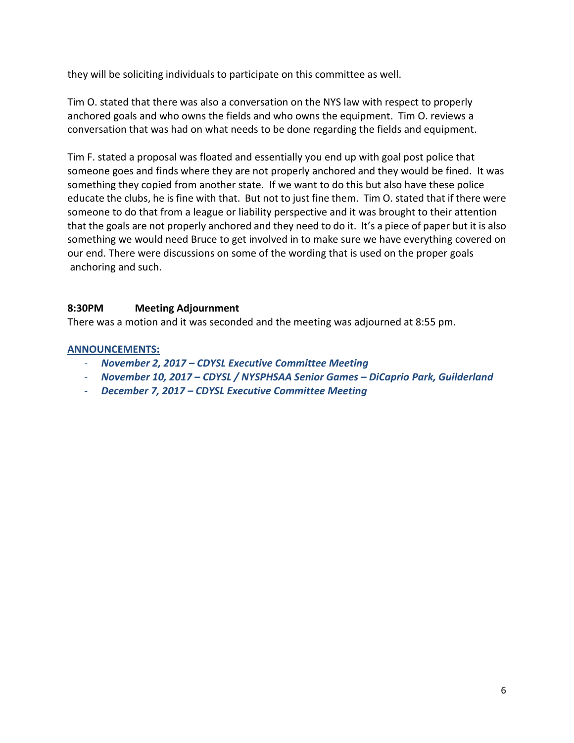they will be soliciting individuals to participate on this committee as well.

Tim O. stated that there was also a conversation on the NYS law with respect to properly anchored goals and who owns the fields and who owns the equipment. Tim O. reviews a conversation that was had on what needs to be done regarding the fields and equipment.

Tim F. stated a proposal was floated and essentially you end up with goal post police that someone goes and finds where they are not properly anchored and they would be fined. It was something they copied from another state. If we want to do this but also have these police educate the clubs, he is fine with that. But not to just fine them. Tim O. stated that if there were someone to do that from a league or liability perspective and it was brought to their attention that the goals are not properly anchored and they need to do it. It's a piece of paper but it is also something we would need Bruce to get involved in to make sure we have everything covered on our end. There were discussions on some of the wording that is used on the proper goals anchoring and such.

**8:30PM Meeting Adjournment**

There was a motion and it was seconded and the meeting was adjourned at 8:55 pm.

**ANNOUNCEMENTS:**

- ***November 2, 2017 – CDYSL Executive Committee Meeting***
- ***November 10, 2017 – CDYSL / NYSPHSAA Senior Games – DiCaprio Park, Guilderland***
- ***December 7, 2017 – CDYSL Executive Committee Meeting***